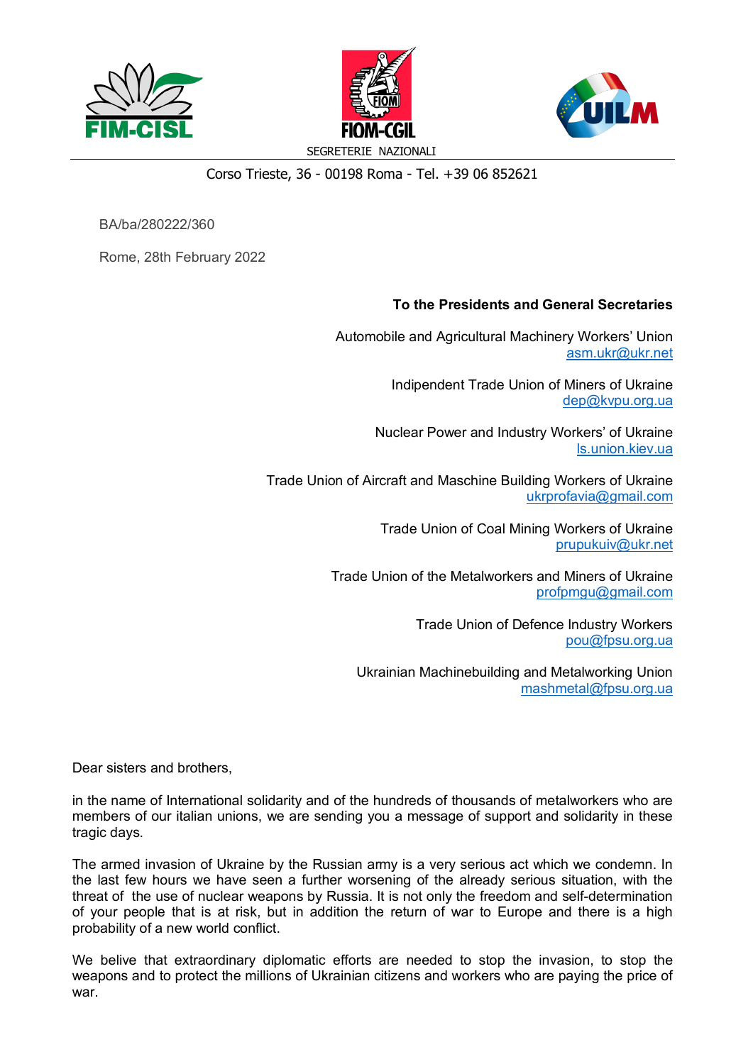FIM-CISL | FIOM-CGIL | UILM

SEGRETERIE NAZIONALI

Corso Trieste, 36 - 00198 Roma - Tel. +39 06 852621

BA/ba/280222/360

Rome, 28th February 2022

**To the Presidents and General Secretaries**

Automobile and Agricultural Machinery Workers' Union
asm.ukr@ukr.net

Indipendent Trade Union of Miners of Ukraine
dep@kvpu.org.ua

Nuclear Power and Industry Workers' of Ukraine
ls.union.kiev.ua

Trade Union of Aircraft and Maschine Building Workers of Ukraine
ukrprofavia@gmail.com

Trade Union of Coal Mining Workers of Ukraine
prupukuiv@ukr.net

Trade Union of the Metalworkers and Miners of Ukraine
profpmgu@gmail.com

Trade Union of Defence Industry Workers
pou@fpsu.org.ua

Ukrainian Machinebuilding and Metalworking Union
mashmetal@fpsu.org.ua

Dear sisters and brothers,

in the name of International solidarity and of the hundreds of thousands of metalworkers who are members of our italian unions, we are sending you a message of support and solidarity in these tragic days.

The armed invasion of Ukraine by the Russian army is a very serious act which we condemn. In the last few hours we have seen a further worsening of the already serious situation, with the threat of the use of nuclear weapons by Russia. It is not only the freedom and self-determination of your people that is at risk, but in addition the return of war to Europe and there is a high probability of a new world conflict.

We belive that extraordinary diplomatic efforts are needed to stop the invasion, to stop the weapons and to protect the millions of Ukrainian citizens and workers who are paying the price of war.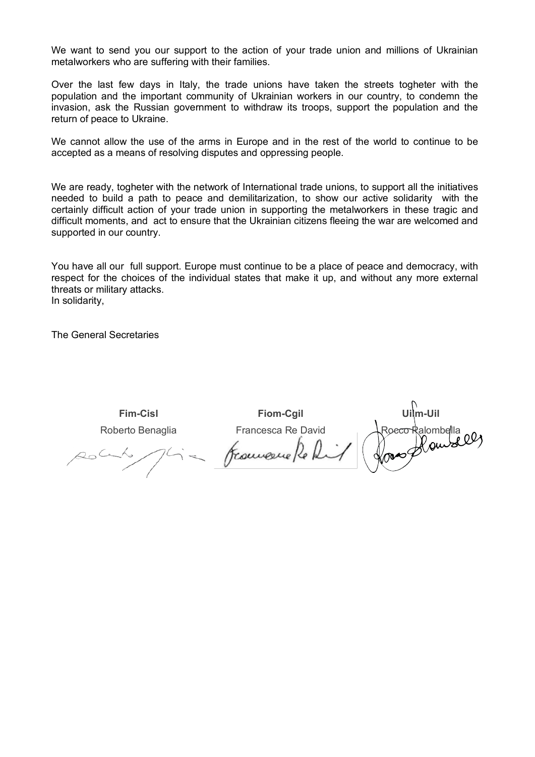We want to send you our support to the action of your trade union and millions of Ukrainian metalworkers who are suffering with their families.

Over the last few days in Italy, the trade unions have taken the streets togheter with the population and the important community of Ukrainian workers in our country, to condemn the invasion, ask the Russian government to withdraw its troops, support the population and the return of peace to Ukraine.

We cannot allow the use of the arms in Europe and in the rest of the world to continue to be accepted as a means of resolving disputes and oppressing people.

We are ready, togheter with the network of International trade unions, to support all the initiatives needed to build a path to peace and demilitarization, to show our active solidarity with the certainly difficult action of your trade union in supporting the metalworkers in these tragic and difficult moments, and act to ensure that the Ukrainian citizens fleeing the war are welcomed and supported in our country.

You have all our full support. Europe must continue to be a place of peace and democracy, with respect for the choices of the individual states that make it up, and without any more external threats or military attacks.
In solidarity,

The General Secretaries

| | | |
|---|---|---|
| **Fim-Cisl** | **Fiom-Cgil** | **Uilm-Uil** |
| Roberto Benaglia | Francesca Re David | Rocco Palombella |